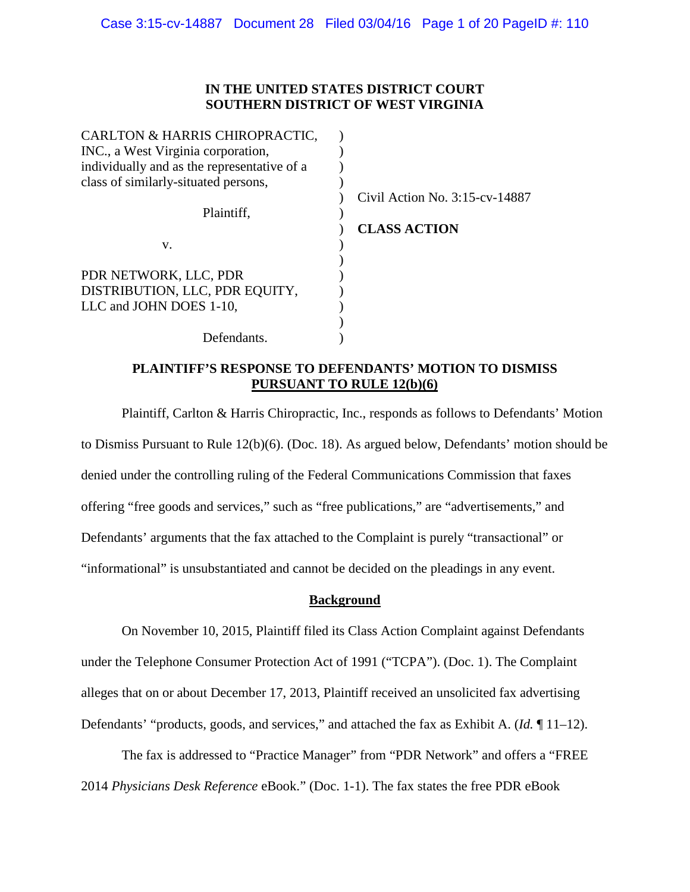**IN THE UNITED STATES DISTRICT COURT**
**SOUTHERN DISTRICT OF WEST VIRGINIA**

| | | |
|---|---|---|
| CARLTON & HARRIS CHIROPRACTIC, INC., a West Virginia corporation, individually and as the representative of a class of similarly-situated persons, | ) | |
| Plaintiff, | ) | Civil Action No. 3:15-cv-14887 |
| | ) | **CLASS ACTION** |
| v. | ) | |
| PDR NETWORK, LLC, PDR DISTRIBUTION, LLC, PDR EQUITY, LLC and JOHN DOES 1-10, | ) | |
| Defendants. | ) | |

**PLAINTIFF'S RESPONSE TO DEFENDANTS' MOTION TO DISMISS PURSUANT TO RULE 12(b)(6)**

Plaintiff, Carlton & Harris Chiropractic, Inc., responds as follows to Defendants' Motion to Dismiss Pursuant to Rule 12(b)(6). (Doc. 18). As argued below, Defendants' motion should be denied under the controlling ruling of the Federal Communications Commission that faxes offering "free goods and services," such as "free publications," are "advertisements," and Defendants' arguments that the fax attached to the Complaint is purely "transactional" or "informational" is unsubstantiated and cannot be decided on the pleadings in any event.

**Background**

On November 10, 2015, Plaintiff filed its Class Action Complaint against Defendants under the Telephone Consumer Protection Act of 1991 ("TCPA"). (Doc. 1). The Complaint alleges that on or about December 17, 2013, Plaintiff received an unsolicited fax advertising Defendants' "products, goods, and services," and attached the fax as Exhibit A. (*Id.* ¶ 11–12).

The fax is addressed to "Practice Manager" from "PDR Network" and offers a "FREE 2014 *Physicians Desk Reference* eBook." (Doc. 1-1). The fax states the free PDR eBook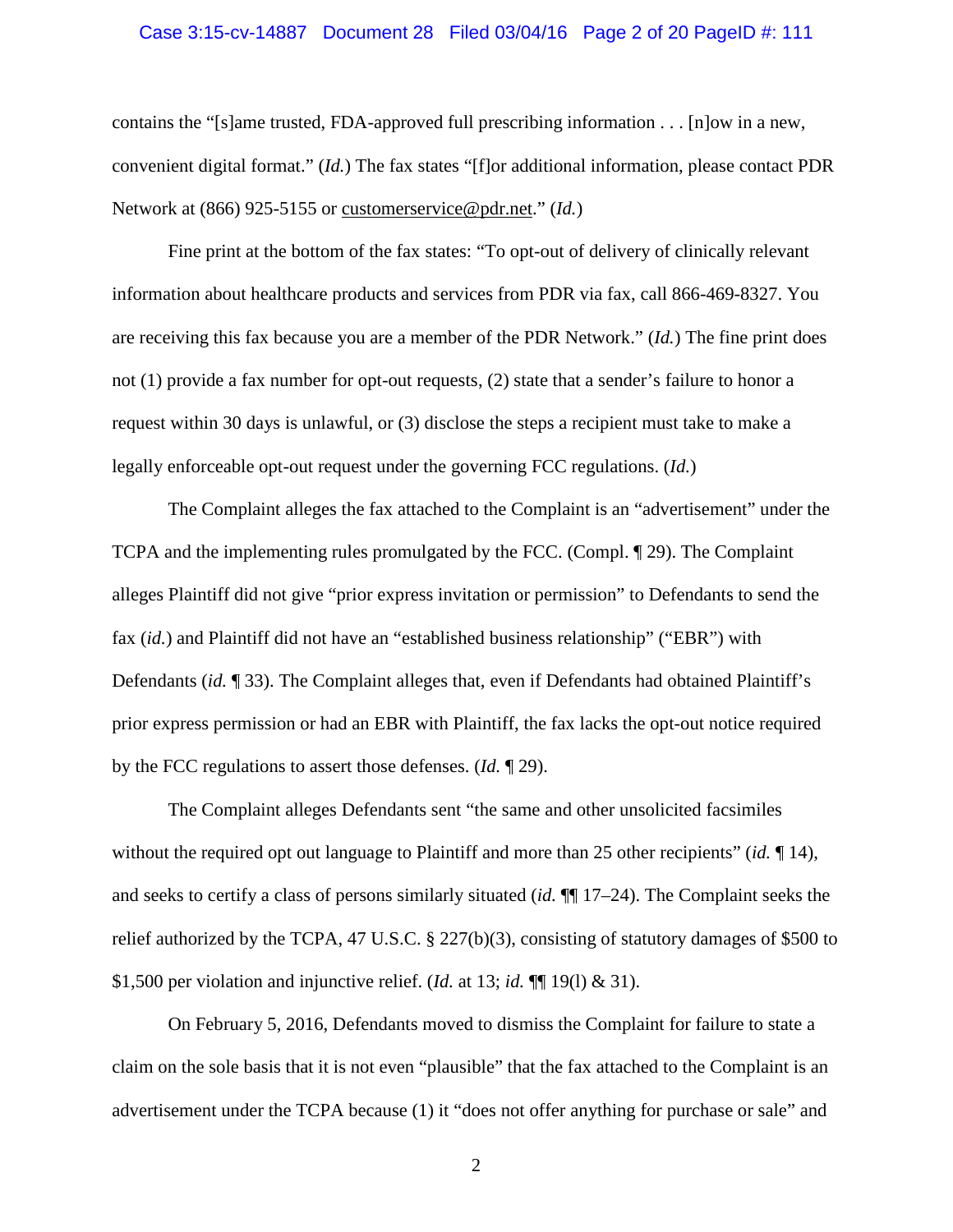contains the "[s]ame trusted, FDA-approved full prescribing information . . . [n]ow in a new, convenient digital format." (*Id.*) The fax states "[f]or additional information, please contact PDR Network at (866) 925-5155 or customerservice@pdr.net." (*Id.*)

Fine print at the bottom of the fax states: "To opt-out of delivery of clinically relevant information about healthcare products and services from PDR via fax, call 866-469-8327. You are receiving this fax because you are a member of the PDR Network." (*Id.*) The fine print does not (1) provide a fax number for opt-out requests, (2) state that a sender's failure to honor a request within 30 days is unlawful, or (3) disclose the steps a recipient must take to make a legally enforceable opt-out request under the governing FCC regulations. (*Id.*)

The Complaint alleges the fax attached to the Complaint is an "advertisement" under the TCPA and the implementing rules promulgated by the FCC. (Compl. ¶ 29). The Complaint alleges Plaintiff did not give "prior express invitation or permission" to Defendants to send the fax (*id.*) and Plaintiff did not have an "established business relationship" ("EBR") with Defendants (*id.* ¶ 33). The Complaint alleges that, even if Defendants had obtained Plaintiff's prior express permission or had an EBR with Plaintiff, the fax lacks the opt-out notice required by the FCC regulations to assert those defenses. (*Id.* ¶ 29).

The Complaint alleges Defendants sent "the same and other unsolicited facsimiles without the required opt out language to Plaintiff and more than 25 other recipients" (*id.* ¶ 14), and seeks to certify a class of persons similarly situated (*id.* ¶¶ 17–24). The Complaint seeks the relief authorized by the TCPA, 47 U.S.C. § 227(b)(3), consisting of statutory damages of $500 to $1,500 per violation and injunctive relief. (*Id.* at 13; *id.* ¶¶ 19(l) & 31).

On February 5, 2016, Defendants moved to dismiss the Complaint for failure to state a claim on the sole basis that it is not even "plausible" that the fax attached to the Complaint is an advertisement under the TCPA because (1) it "does not offer anything for purchase or sale" and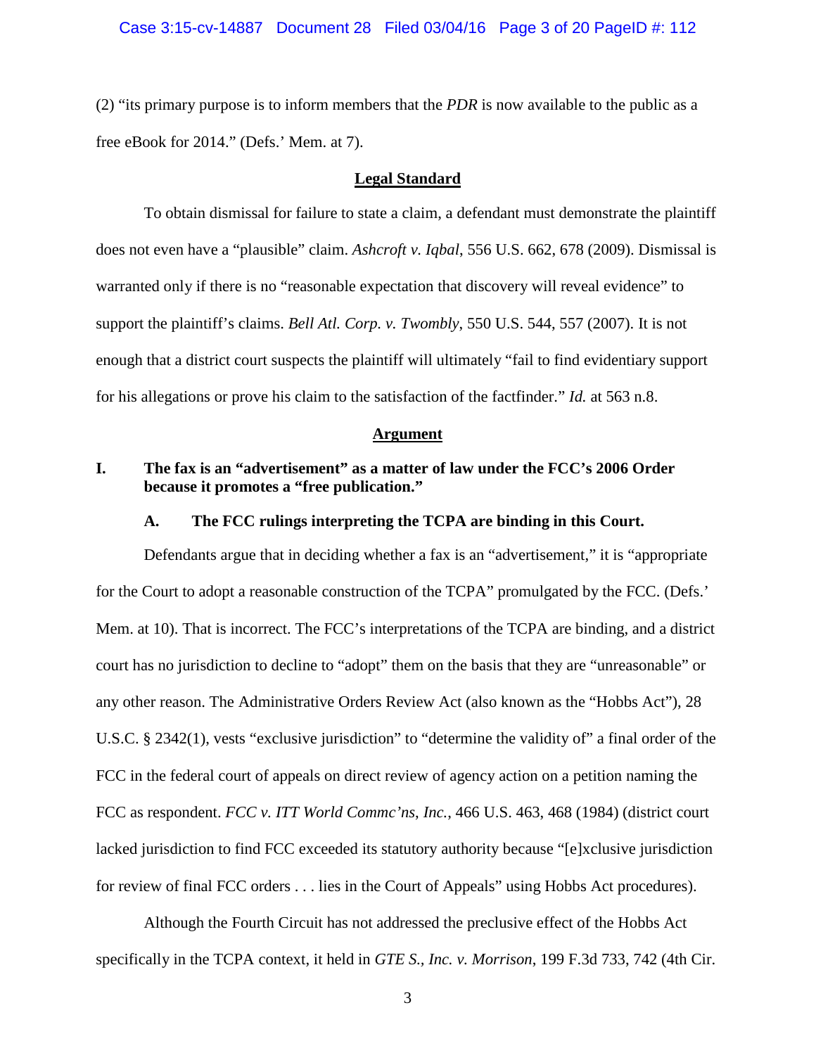(2) "its primary purpose is to inform members that the *PDR* is now available to the public as a free eBook for 2014." (Defs.' Mem. at 7).

## **Legal Standard**

To obtain dismissal for failure to state a claim, a defendant must demonstrate the plaintiff does not even have a "plausible" claim. *Ashcroft v. Iqbal*, 556 U.S. 662, 678 (2009). Dismissal is warranted only if there is no "reasonable expectation that discovery will reveal evidence" to support the plaintiff's claims. *Bell Atl. Corp. v. Twombly*, 550 U.S. 544, 557 (2007). It is not enough that a district court suspects the plaintiff will ultimately "fail to find evidentiary support for his allegations or prove his claim to the satisfaction of the factfinder." *Id.* at 563 n.8.

## **Argument**

### **I. The fax is an "advertisement" as a matter of law under the FCC's 2006 Order because it promotes a "free publication."**

#### **A. The FCC rulings interpreting the TCPA are binding in this Court.**

Defendants argue that in deciding whether a fax is an "advertisement," it is "appropriate for the Court to adopt a reasonable construction of the TCPA" promulgated by the FCC. (Defs.' Mem. at 10). That is incorrect. The FCC's interpretations of the TCPA are binding, and a district court has no jurisdiction to decline to "adopt" them on the basis that they are "unreasonable" or any other reason. The Administrative Orders Review Act (also known as the "Hobbs Act"), 28 U.S.C. § 2342(1), vests "exclusive jurisdiction" to "determine the validity of" a final order of the FCC in the federal court of appeals on direct review of agency action on a petition naming the FCC as respondent. *FCC v. ITT World Commc'ns, Inc.*, 466 U.S. 463, 468 (1984) (district court lacked jurisdiction to find FCC exceeded its statutory authority because "[e]xclusive jurisdiction for review of final FCC orders . . . lies in the Court of Appeals" using Hobbs Act procedures).

Although the Fourth Circuit has not addressed the preclusive effect of the Hobbs Act specifically in the TCPA context, it held in *GTE S., Inc. v. Morrison*, 199 F.3d 733, 742 (4th Cir.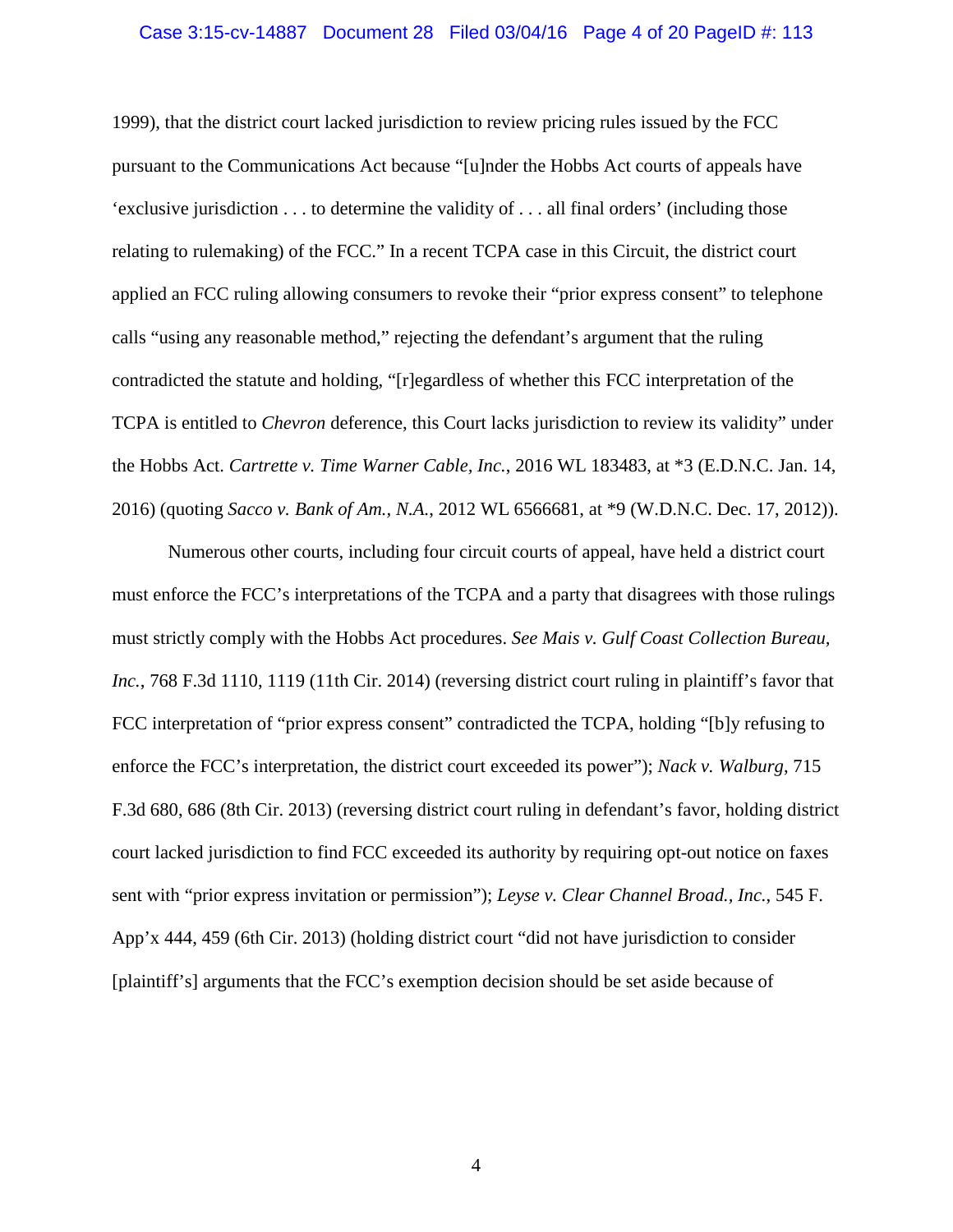1999), that the district court lacked jurisdiction to review pricing rules issued by the FCC pursuant to the Communications Act because "[u]nder the Hobbs Act courts of appeals have 'exclusive jurisdiction . . . to determine the validity of . . . all final orders' (including those relating to rulemaking) of the FCC." In a recent TCPA case in this Circuit, the district court applied an FCC ruling allowing consumers to revoke their "prior express consent" to telephone calls "using any reasonable method," rejecting the defendant's argument that the ruling contradicted the statute and holding, "[r]egardless of whether this FCC interpretation of the TCPA is entitled to *Chevron* deference, this Court lacks jurisdiction to review its validity" under the Hobbs Act. *Cartrette v. Time Warner Cable, Inc.*, 2016 WL 183483, at *3 (E.D.N.C. Jan. 14, 2016) (quoting *Sacco v. Bank of Am., N.A.*, 2012 WL 6566681, at *9 (W.D.N.C. Dec. 17, 2012)).

Numerous other courts, including four circuit courts of appeal, have held a district court must enforce the FCC's interpretations of the TCPA and a party that disagrees with those rulings must strictly comply with the Hobbs Act procedures. *See Mais v. Gulf Coast Collection Bureau, Inc.*, 768 F.3d 1110, 1119 (11th Cir. 2014) (reversing district court ruling in plaintiff's favor that FCC interpretation of "prior express consent" contradicted the TCPA, holding "[b]y refusing to enforce the FCC's interpretation, the district court exceeded its power"); *Nack v. Walburg*, 715 F.3d 680, 686 (8th Cir. 2013) (reversing district court ruling in defendant's favor, holding district court lacked jurisdiction to find FCC exceeded its authority by requiring opt-out notice on faxes sent with "prior express invitation or permission"); *Leyse v. Clear Channel Broad., Inc.*, 545 F. App'x 444, 459 (6th Cir. 2013) (holding district court "did not have jurisdiction to consider [plaintiff's] arguments that the FCC's exemption decision should be set aside because of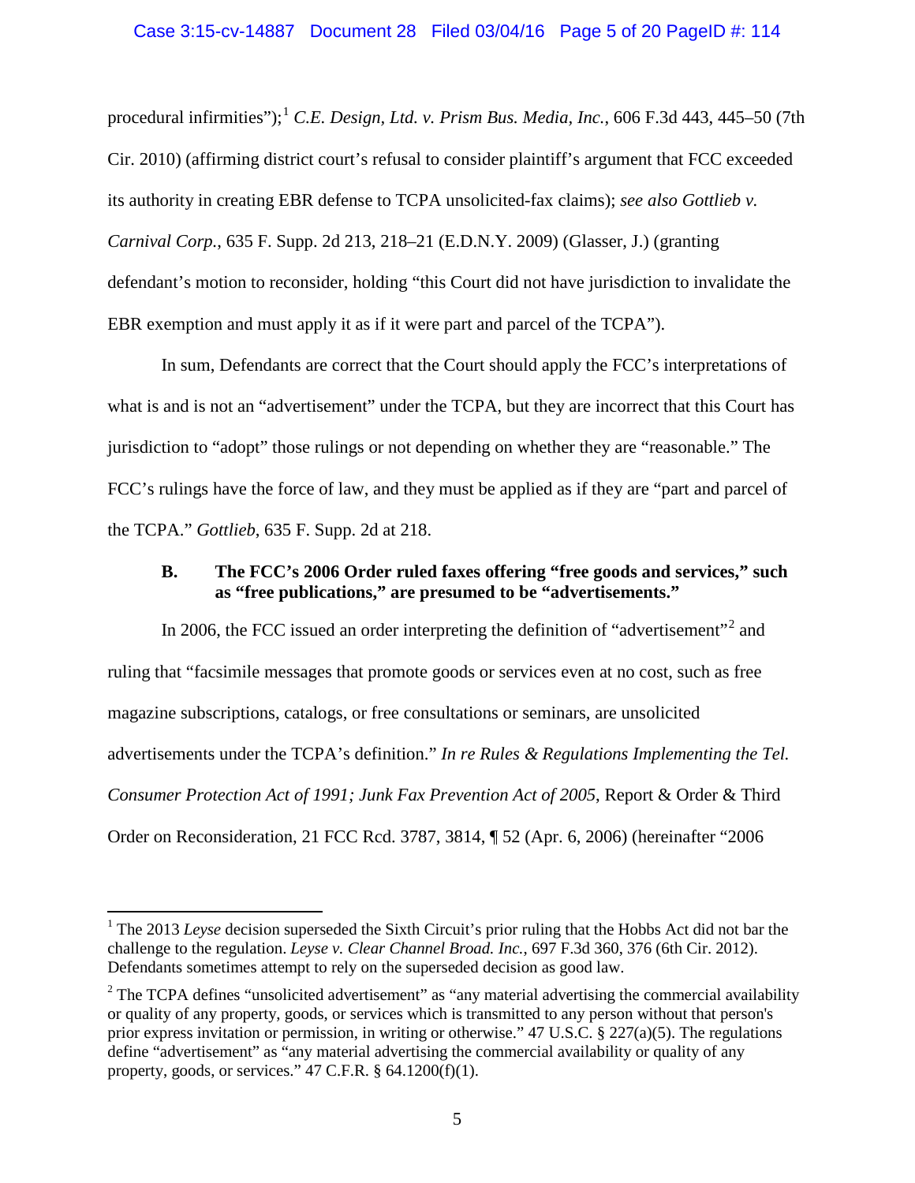procedural infirmities");[1] *C.E. Design, Ltd. v. Prism Bus. Media, Inc.*, 606 F.3d 443, 445–50 (7th Cir. 2010) (affirming district court's refusal to consider plaintiff's argument that FCC exceeded its authority in creating EBR defense to TCPA unsolicited-fax claims); *see also Gottlieb v. Carnival Corp.*, 635 F. Supp. 2d 213, 218–21 (E.D.N.Y. 2009) (Glasser, J.) (granting defendant's motion to reconsider, holding "this Court did not have jurisdiction to invalidate the EBR exemption and must apply it as if it were part and parcel of the TCPA").

In sum, Defendants are correct that the Court should apply the FCC's interpretations of what is and is not an "advertisement" under the TCPA, but they are incorrect that this Court has jurisdiction to "adopt" those rulings or not depending on whether they are "reasonable." The FCC's rulings have the force of law, and they must be applied as if they are "part and parcel of the TCPA." *Gottlieb*, 635 F. Supp. 2d at 218.

### B. The FCC's 2006 Order ruled faxes offering "free goods and services," such as "free publications," are presumed to be "advertisements."

In 2006, the FCC issued an order interpreting the definition of "advertisement"[2] and ruling that "facsimile messages that promote goods or services even at no cost, such as free magazine subscriptions, catalogs, or free consultations or seminars, are unsolicited advertisements under the TCPA's definition." *In re Rules & Regulations Implementing the Tel. Consumer Protection Act of 1991; Junk Fax Prevention Act of 2005*, Report & Order & Third Order on Reconsideration, 21 FCC Rcd. 3787, 3814, ¶ 52 (Apr. 6, 2006) (hereinafter "2006

---

[1] The 2013 *Leyse* decision superseded the Sixth Circuit's prior ruling that the Hobbs Act did not bar the challenge to the regulation. *Leyse v. Clear Channel Broad. Inc.*, 697 F.3d 360, 376 (6th Cir. 2012). Defendants sometimes attempt to rely on the superseded decision as good law.

[2] The TCPA defines "unsolicited advertisement" as "any material advertising the commercial availability or quality of any property, goods, or services which is transmitted to any person without that person's prior express invitation or permission, in writing or otherwise." 47 U.S.C. § 227(a)(5). The regulations define "advertisement" as "any material advertising the commercial availability or quality of any property, goods, or services." 47 C.F.R. § 64.1200(f)(1).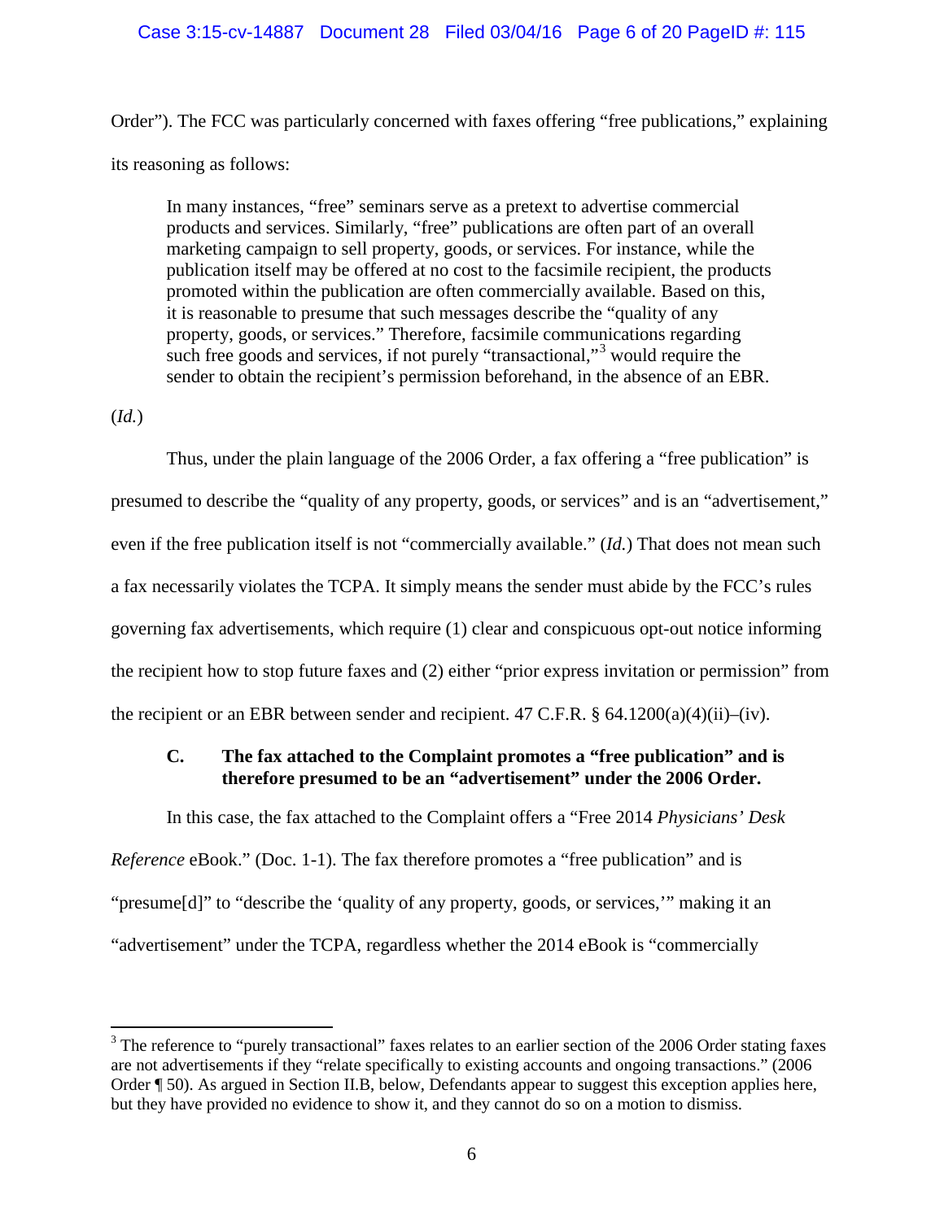Order"). The FCC was particularly concerned with faxes offering "free publications," explaining its reasoning as follows:

> In many instances, "free" seminars serve as a pretext to advertise commercial products and services. Similarly, "free" publications are often part of an overall marketing campaign to sell property, goods, or services. For instance, while the publication itself may be offered at no cost to the facsimile recipient, the products promoted within the publication are often commercially available. Based on this, it is reasonable to presume that such messages describe the "quality of any property, goods, or services." Therefore, facsimile communications regarding such free goods and services, if not purely "transactional,"[3] would require the sender to obtain the recipient's permission beforehand, in the absence of an EBR.

(*Id.*)

Thus, under the plain language of the 2006 Order, a fax offering a "free publication" is presumed to describe the "quality of any property, goods, or services" and is an "advertisement," even if the free publication itself is not "commercially available." (*Id.*) That does not mean such a fax necessarily violates the TCPA. It simply means the sender must abide by the FCC's rules governing fax advertisements, which require (1) clear and conspicuous opt-out notice informing the recipient how to stop future faxes and (2) either "prior express invitation or permission" from the recipient or an EBR between sender and recipient. 47 C.F.R. § 64.1200(a)(4)(ii)–(iv).

### C. The fax attached to the Complaint promotes a "free publication" and is therefore presumed to be an "advertisement" under the 2006 Order.

In this case, the fax attached to the Complaint offers a "Free 2014 *Physicians' Desk Reference* eBook." (Doc. 1-1). The fax therefore promotes a "free publication" and is "presume[d]" to "describe the 'quality of any property, goods, or services,'" making it an "advertisement" under the TCPA, regardless whether the 2014 eBook is "commercially

[3] The reference to "purely transactional" faxes relates to an earlier section of the 2006 Order stating faxes are not advertisements if they "relate specifically to existing accounts and ongoing transactions." (2006 Order ¶ 50). As argued in Section II.B, below, Defendants appear to suggest this exception applies here, but they have provided no evidence to show it, and they cannot do so on a motion to dismiss.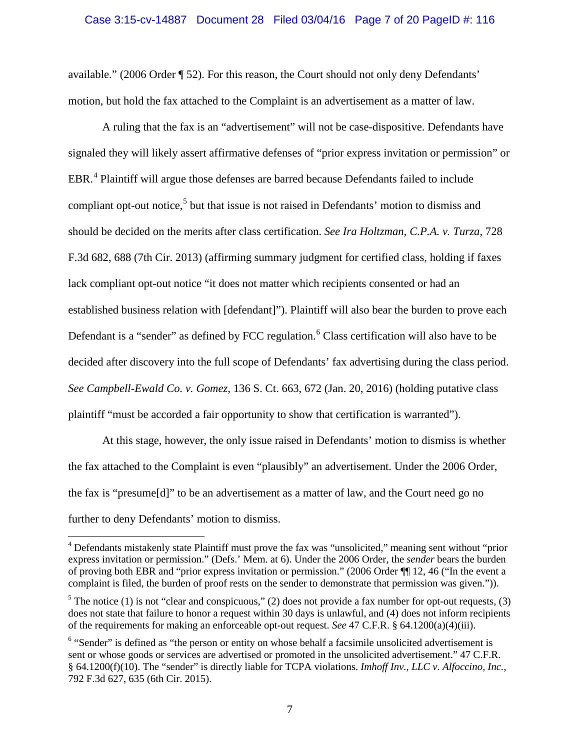available." (2006 Order ¶ 52). For this reason, the Court should not only deny Defendants' motion, but hold the fax attached to the Complaint is an advertisement as a matter of law.

A ruling that the fax is an "advertisement" will not be case-dispositive. Defendants have signaled they will likely assert affirmative defenses of "prior express invitation or permission" or EBR.[4] Plaintiff will argue those defenses are barred because Defendants failed to include compliant opt-out notice,[5] but that issue is not raised in Defendants' motion to dismiss and should be decided on the merits after class certification. *See Ira Holtzman, C.P.A. v. Turza*, 728 F.3d 682, 688 (7th Cir. 2013) (affirming summary judgment for certified class, holding if faxes lack compliant opt-out notice "it does not matter which recipients consented or had an established business relation with [defendant]"). Plaintiff will also bear the burden to prove each Defendant is a "sender" as defined by FCC regulation.[6] Class certification will also have to be decided after discovery into the full scope of Defendants' fax advertising during the class period. *See Campbell-Ewald Co. v. Gomez*, 136 S. Ct. 663, 672 (Jan. 20, 2016) (holding putative class plaintiff "must be accorded a fair opportunity to show that certification is warranted").

At this stage, however, the only issue raised in Defendants' motion to dismiss is whether the fax attached to the Complaint is even "plausibly" an advertisement. Under the 2006 Order, the fax is "presume[d]" to be an advertisement as a matter of law, and the Court need go no further to deny Defendants' motion to dismiss.

---

[4] Defendants mistakenly state Plaintiff must prove the fax was "unsolicited," meaning sent without "prior express invitation or permission." (Defs.' Mem. at 6). Under the 2006 Order, the *sender* bears the burden of proving both EBR and "prior express invitation or permission." (2006 Order ¶¶ 12, 46 ("In the event a complaint is filed, the burden of proof rests on the sender to demonstrate that permission was given.")).

[5] The notice (1) is not "clear and conspicuous," (2) does not provide a fax number for opt-out requests, (3) does not state that failure to honor a request within 30 days is unlawful, and (4) does not inform recipients of the requirements for making an enforceable opt-out request. *See* 47 C.F.R. § 64.1200(a)(4)(iii).

[6] "Sender" is defined as "the person or entity on whose behalf a facsimile unsolicited advertisement is sent or whose goods or services are advertised or promoted in the unsolicited advertisement." 47 C.F.R. § 64.1200(f)(10). The "sender" is directly liable for TCPA violations. *Imhoff Inv., LLC v. Alfoccino, Inc.*, 792 F.3d 627, 635 (6th Cir. 2015).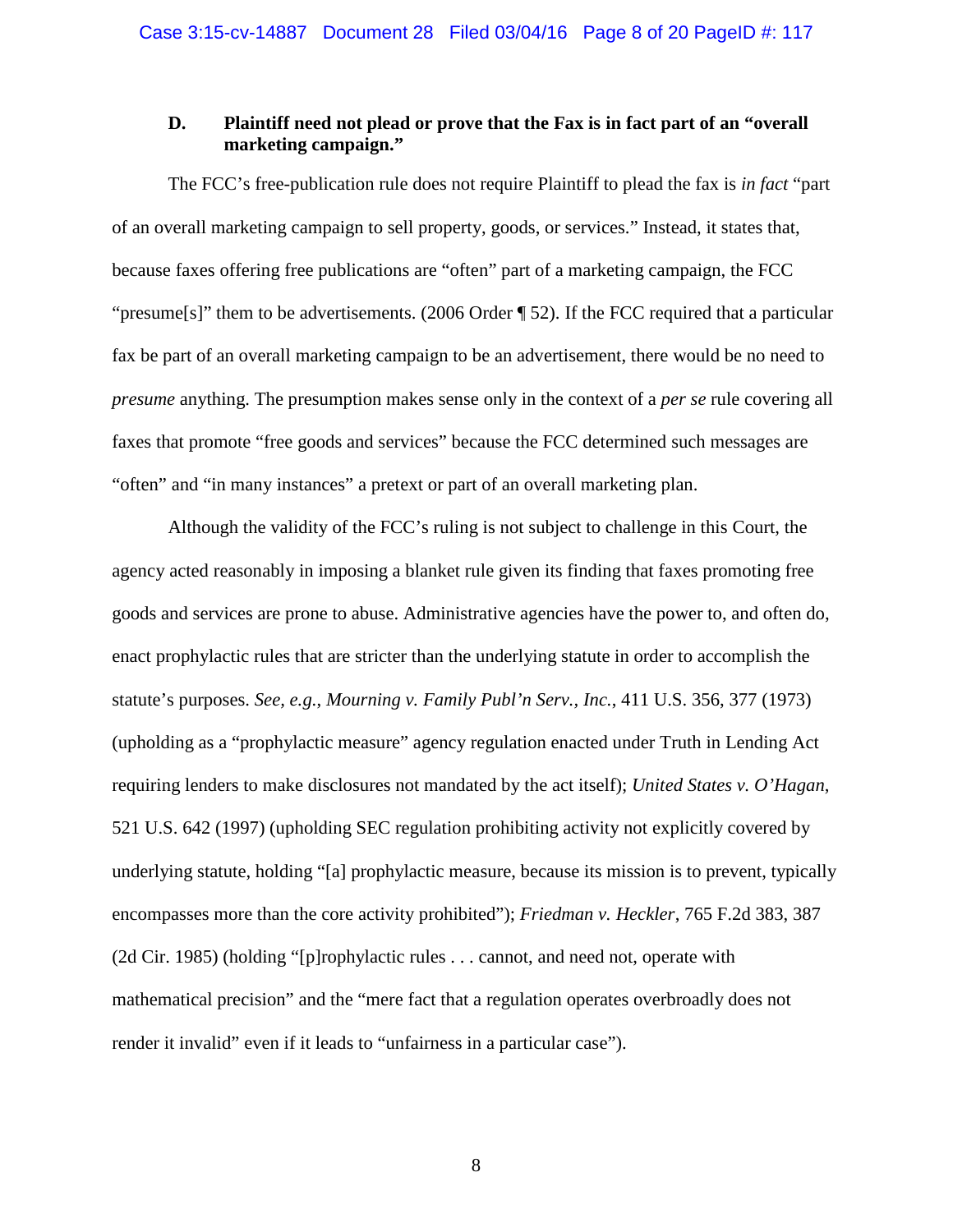### D. Plaintiff need not plead or prove that the Fax is in fact part of an "overall marketing campaign."

The FCC's free-publication rule does not require Plaintiff to plead the fax is *in fact* "part of an overall marketing campaign to sell property, goods, or services." Instead, it states that, because faxes offering free publications are "often" part of a marketing campaign, the FCC "presume[s]" them to be advertisements. (2006 Order ¶ 52). If the FCC required that a particular fax be part of an overall marketing campaign to be an advertisement, there would be no need to *presume* anything. The presumption makes sense only in the context of a *per se* rule covering all faxes that promote "free goods and services" because the FCC determined such messages are "often" and "in many instances" a pretext or part of an overall marketing plan.

Although the validity of the FCC's ruling is not subject to challenge in this Court, the agency acted reasonably in imposing a blanket rule given its finding that faxes promoting free goods and services are prone to abuse. Administrative agencies have the power to, and often do, enact prophylactic rules that are stricter than the underlying statute in order to accomplish the statute's purposes. *See, e.g.*, *Mourning v. Family Publ'n Serv., Inc.*, 411 U.S. 356, 377 (1973) (upholding as a "prophylactic measure" agency regulation enacted under Truth in Lending Act requiring lenders to make disclosures not mandated by the act itself); *United States v. O'Hagan*, 521 U.S. 642 (1997) (upholding SEC regulation prohibiting activity not explicitly covered by underlying statute, holding "[a] prophylactic measure, because its mission is to prevent, typically encompasses more than the core activity prohibited"); *Friedman v. Heckler*, 765 F.2d 383, 387 (2d Cir. 1985) (holding "[p]rophylactic rules . . . cannot, and need not, operate with mathematical precision" and the "mere fact that a regulation operates overbroadly does not render it invalid" even if it leads to "unfairness in a particular case").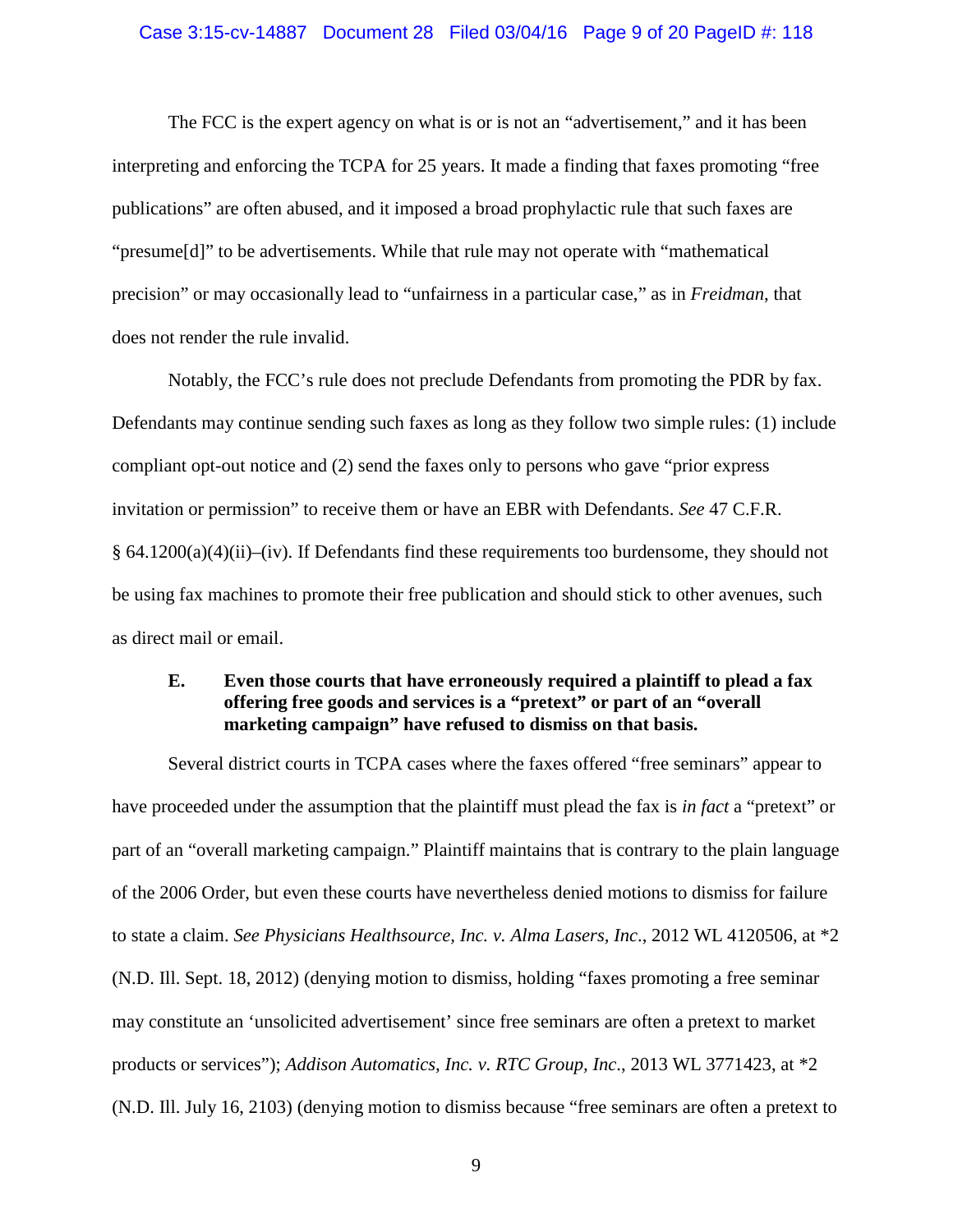The FCC is the expert agency on what is or is not an "advertisement," and it has been interpreting and enforcing the TCPA for 25 years. It made a finding that faxes promoting "free publications" are often abused, and it imposed a broad prophylactic rule that such faxes are "presume[d]" to be advertisements. While that rule may not operate with "mathematical precision" or may occasionally lead to "unfairness in a particular case," as in *Freidman*, that does not render the rule invalid.

Notably, the FCC's rule does not preclude Defendants from promoting the PDR by fax. Defendants may continue sending such faxes as long as they follow two simple rules: (1) include compliant opt-out notice and (2) send the faxes only to persons who gave "prior express invitation or permission" to receive them or have an EBR with Defendants. *See* 47 C.F.R. § 64.1200(a)(4)(ii)–(iv). If Defendants find these requirements too burdensome, they should not be using fax machines to promote their free publication and should stick to other avenues, such as direct mail or email.

### E. Even those courts that have erroneously required a plaintiff to plead a fax offering free goods and services is a "pretext" or part of an "overall marketing campaign" have refused to dismiss on that basis.

Several district courts in TCPA cases where the faxes offered "free seminars" appear to have proceeded under the assumption that the plaintiff must plead the fax is *in fact* a "pretext" or part of an "overall marketing campaign." Plaintiff maintains that is contrary to the plain language of the 2006 Order, but even these courts have nevertheless denied motions to dismiss for failure to state a claim. *See Physicians Healthsource, Inc. v. Alma Lasers, Inc.*, 2012 WL 4120506, at *2 (N.D. Ill. Sept. 18, 2012) (denying motion to dismiss, holding "faxes promoting a free seminar may constitute an 'unsolicited advertisement' since free seminars are often a pretext to market products or services"); *Addison Automatics, Inc. v. RTC Group, Inc.*, 2013 WL 3771423, at *2 (N.D. Ill. July 16, 2103) (denying motion to dismiss because "free seminars are often a pretext to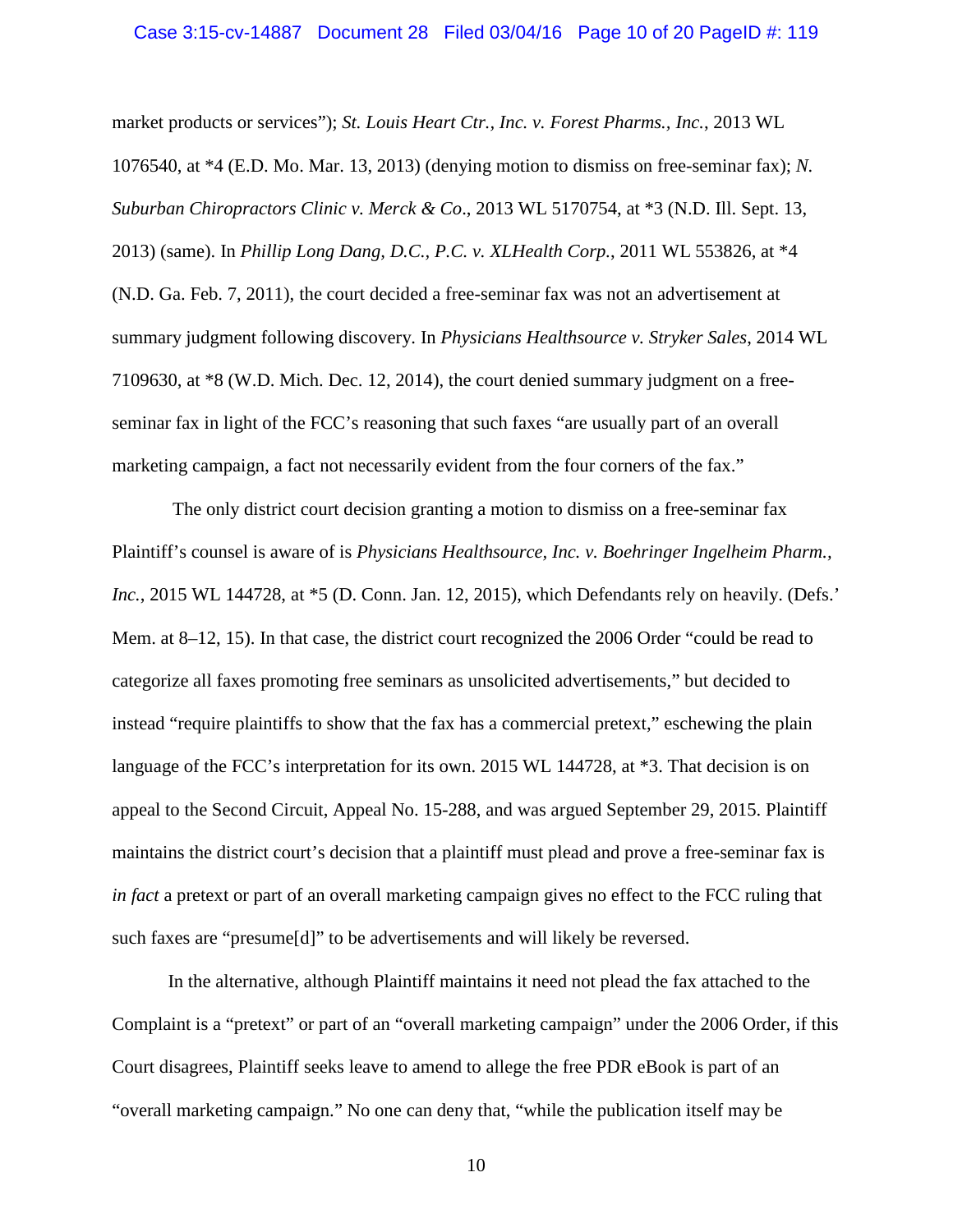market products or services"); *St. Louis Heart Ctr., Inc. v. Forest Pharms., Inc.*, 2013 WL 1076540, at *4 (E.D. Mo. Mar. 13, 2013) (denying motion to dismiss on free-seminar fax); *N. Suburban Chiropractors Clinic v. Merck & Co*., 2013 WL 5170754, at *3 (N.D. Ill. Sept. 13, 2013) (same). In *Phillip Long Dang, D.C., P.C. v. XLHealth Corp.*, 2011 WL 553826, at *4 (N.D. Ga. Feb. 7, 2011), the court decided a free-seminar fax was not an advertisement at summary judgment following discovery. In *Physicians Healthsource v. Stryker Sales*, 2014 WL 7109630, at *8 (W.D. Mich. Dec. 12, 2014), the court denied summary judgment on a free-seminar fax in light of the FCC's reasoning that such faxes "are usually part of an overall marketing campaign, a fact not necessarily evident from the four corners of the fax."

The only district court decision granting a motion to dismiss on a free-seminar fax Plaintiff's counsel is aware of is *Physicians Healthsource, Inc. v. Boehringer Ingelheim Pharm., Inc.*, 2015 WL 144728, at *5 (D. Conn. Jan. 12, 2015), which Defendants rely on heavily. (Defs.' Mem. at 8–12, 15). In that case, the district court recognized the 2006 Order "could be read to categorize all faxes promoting free seminars as unsolicited advertisements," but decided to instead "require plaintiffs to show that the fax has a commercial pretext," eschewing the plain language of the FCC's interpretation for its own. 2015 WL 144728, at *3. That decision is on appeal to the Second Circuit, Appeal No. 15-288, and was argued September 29, 2015. Plaintiff maintains the district court's decision that a plaintiff must plead and prove a free-seminar fax is *in fact* a pretext or part of an overall marketing campaign gives no effect to the FCC ruling that such faxes are "presume[d]" to be advertisements and will likely be reversed.

In the alternative, although Plaintiff maintains it need not plead the fax attached to the Complaint is a "pretext" or part of an "overall marketing campaign" under the 2006 Order, if this Court disagrees, Plaintiff seeks leave to amend to allege the free PDR eBook is part of an "overall marketing campaign." No one can deny that, "while the publication itself may be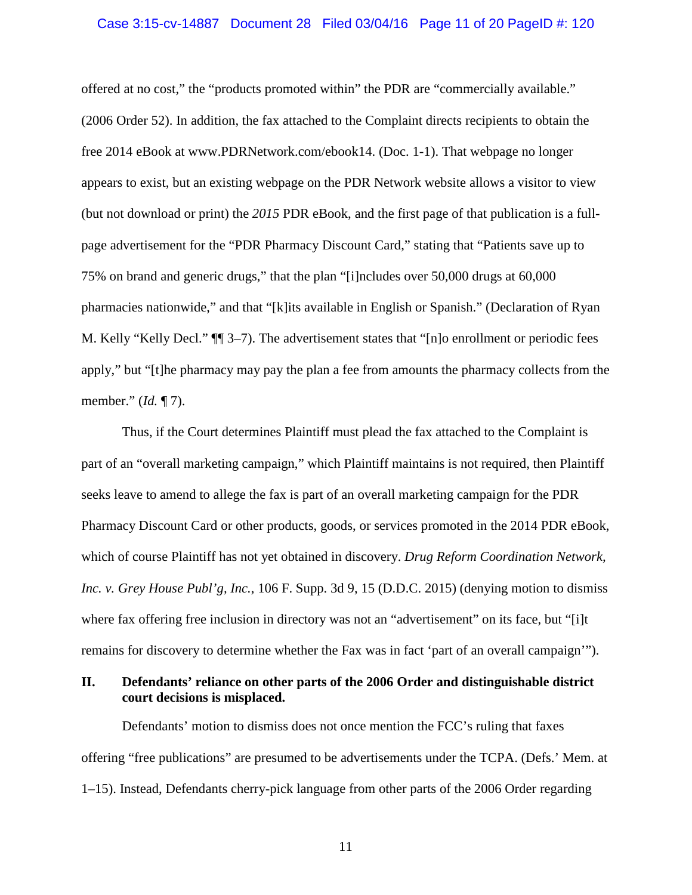offered at no cost," the "products promoted within" the PDR are "commercially available." (2006 Order 52). In addition, the fax attached to the Complaint directs recipients to obtain the free 2014 eBook at www.PDRNetwork.com/ebook14. (Doc. 1-1). That webpage no longer appears to exist, but an existing webpage on the PDR Network website allows a visitor to view (but not download or print) the *2015* PDR eBook, and the first page of that publication is a full-page advertisement for the "PDR Pharmacy Discount Card," stating that "Patients save up to 75% on brand and generic drugs," that the plan "[i]ncludes over 50,000 drugs at 60,000 pharmacies nationwide," and that "[k]its available in English or Spanish." (Declaration of Ryan M. Kelly "Kelly Decl." ¶¶ 3–7). The advertisement states that "[n]o enrollment or periodic fees apply," but "[t]he pharmacy may pay the plan a fee from amounts the pharmacy collects from the member." (*Id.* ¶ 7).

Thus, if the Court determines Plaintiff must plead the fax attached to the Complaint is part of an "overall marketing campaign," which Plaintiff maintains is not required, then Plaintiff seeks leave to amend to allege the fax is part of an overall marketing campaign for the PDR Pharmacy Discount Card or other products, goods, or services promoted in the 2014 PDR eBook, which of course Plaintiff has not yet obtained in discovery. *Drug Reform Coordination Network, Inc. v. Grey House Publ'g, Inc.*, 106 F. Supp. 3d 9, 15 (D.D.C. 2015) (denying motion to dismiss where fax offering free inclusion in directory was not an "advertisement" on its face, but "[i]t remains for discovery to determine whether the Fax was in fact 'part of an overall campaign'").

## II. Defendants' reliance on other parts of the 2006 Order and distinguishable district court decisions is misplaced.

Defendants' motion to dismiss does not once mention the FCC's ruling that faxes offering "free publications" are presumed to be advertisements under the TCPA. (Defs.' Mem. at 1–15). Instead, Defendants cherry-pick language from other parts of the 2006 Order regarding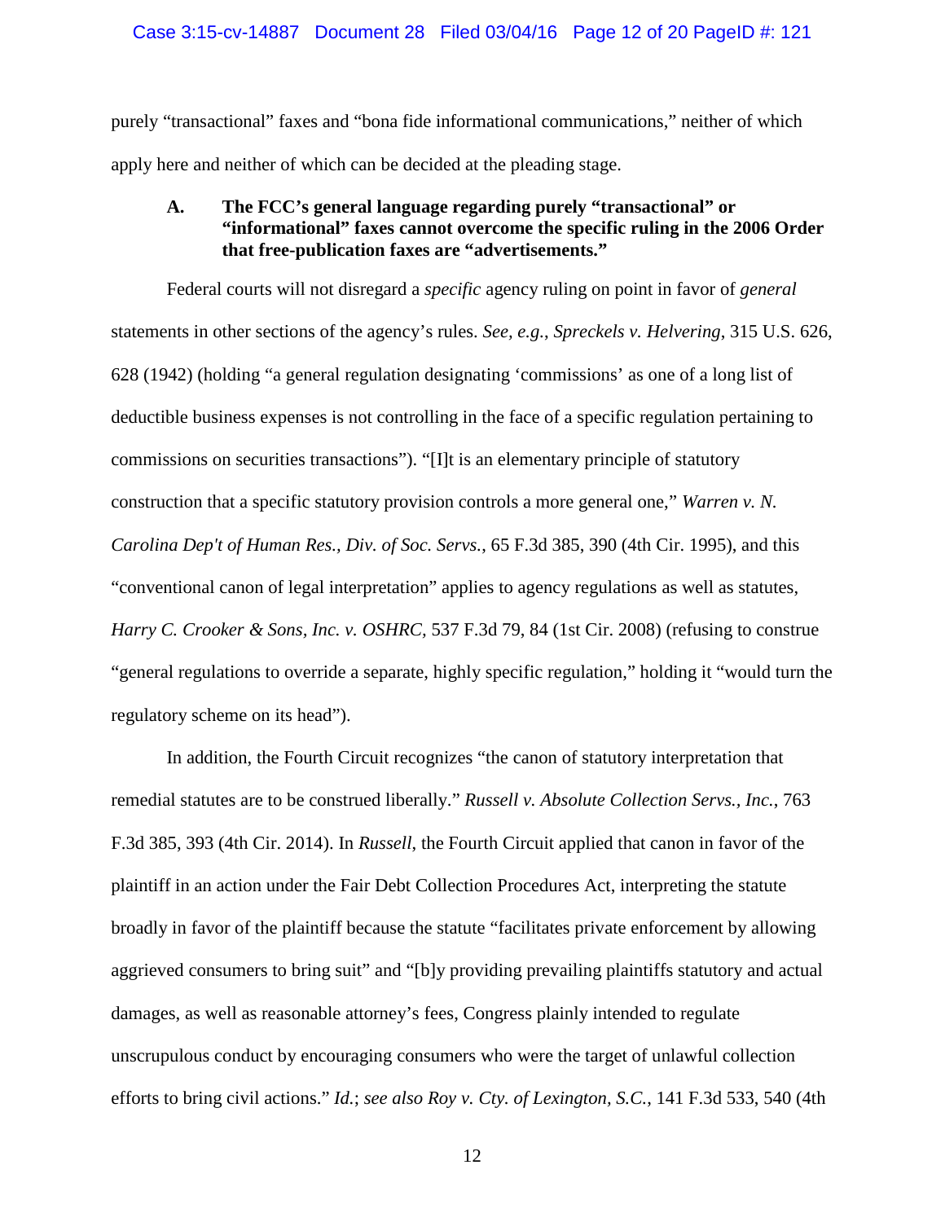purely "transactional" faxes and "bona fide informational communications," neither of which apply here and neither of which can be decided at the pleading stage.

### A. The FCC's general language regarding purely "transactional" or "informational" faxes cannot overcome the specific ruling in the 2006 Order that free-publication faxes are "advertisements."

Federal courts will not disregard a *specific* agency ruling on point in favor of *general* statements in other sections of the agency's rules. *See, e.g.*, *Spreckels v. Helvering*, 315 U.S. 626, 628 (1942) (holding "a general regulation designating 'commissions' as one of a long list of deductible business expenses is not controlling in the face of a specific regulation pertaining to commissions on securities transactions"). "[I]t is an elementary principle of statutory construction that a specific statutory provision controls a more general one," *Warren v. N. Carolina Dep't of Human Res., Div. of Soc. Servs.*, 65 F.3d 385, 390 (4th Cir. 1995), and this "conventional canon of legal interpretation" applies to agency regulations as well as statutes, *Harry C. Crooker & Sons, Inc. v. OSHRC*, 537 F.3d 79, 84 (1st Cir. 2008) (refusing to construe "general regulations to override a separate, highly specific regulation," holding it "would turn the regulatory scheme on its head").

In addition, the Fourth Circuit recognizes "the canon of statutory interpretation that remedial statutes are to be construed liberally." *Russell v. Absolute Collection Servs., Inc.*, 763 F.3d 385, 393 (4th Cir. 2014). In *Russell*, the Fourth Circuit applied that canon in favor of the plaintiff in an action under the Fair Debt Collection Procedures Act, interpreting the statute broadly in favor of the plaintiff because the statute "facilitates private enforcement by allowing aggrieved consumers to bring suit" and "[b]y providing prevailing plaintiffs statutory and actual damages, as well as reasonable attorney's fees, Congress plainly intended to regulate unscrupulous conduct by encouraging consumers who were the target of unlawful collection efforts to bring civil actions." *Id.*; *see also Roy v. Cty. of Lexington, S.C.*, 141 F.3d 533, 540 (4th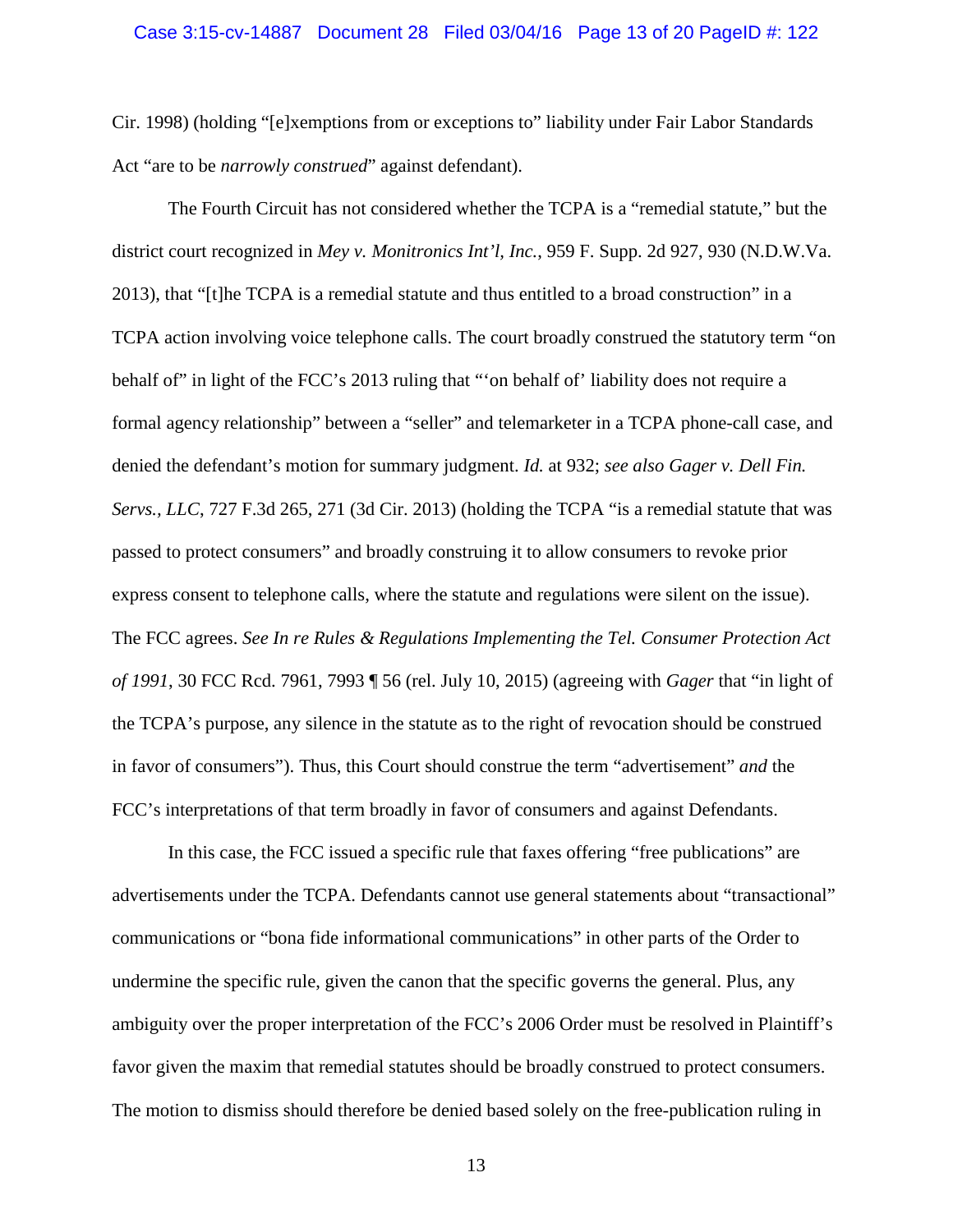Cir. 1998) (holding "[e]xemptions from or exceptions to" liability under Fair Labor Standards Act "are to be *narrowly construed*" against defendant).

The Fourth Circuit has not considered whether the TCPA is a "remedial statute," but the district court recognized in *Mey v. Monitronics Int'l, Inc.*, 959 F. Supp. 2d 927, 930 (N.D.W.Va. 2013), that "[t]he TCPA is a remedial statute and thus entitled to a broad construction" in a TCPA action involving voice telephone calls. The court broadly construed the statutory term "on behalf of" in light of the FCC's 2013 ruling that "'on behalf of' liability does not require a formal agency relationship" between a "seller" and telemarketer in a TCPA phone-call case, and denied the defendant's motion for summary judgment. *Id.* at 932; *see also Gager v. Dell Fin. Servs., LLC*, 727 F.3d 265, 271 (3d Cir. 2013) (holding the TCPA "is a remedial statute that was passed to protect consumers" and broadly construing it to allow consumers to revoke prior express consent to telephone calls, where the statute and regulations were silent on the issue). The FCC agrees. *See In re Rules & Regulations Implementing the Tel. Consumer Protection Act of 1991*, 30 FCC Rcd. 7961, 7993 ¶ 56 (rel. July 10, 2015) (agreeing with *Gager* that "in light of the TCPA's purpose, any silence in the statute as to the right of revocation should be construed in favor of consumers"). Thus, this Court should construe the term "advertisement" *and* the FCC's interpretations of that term broadly in favor of consumers and against Defendants.

In this case, the FCC issued a specific rule that faxes offering "free publications" are advertisements under the TCPA. Defendants cannot use general statements about "transactional" communications or "bona fide informational communications" in other parts of the Order to undermine the specific rule, given the canon that the specific governs the general. Plus, any ambiguity over the proper interpretation of the FCC's 2006 Order must be resolved in Plaintiff's favor given the maxim that remedial statutes should be broadly construed to protect consumers. The motion to dismiss should therefore be denied based solely on the free-publication ruling in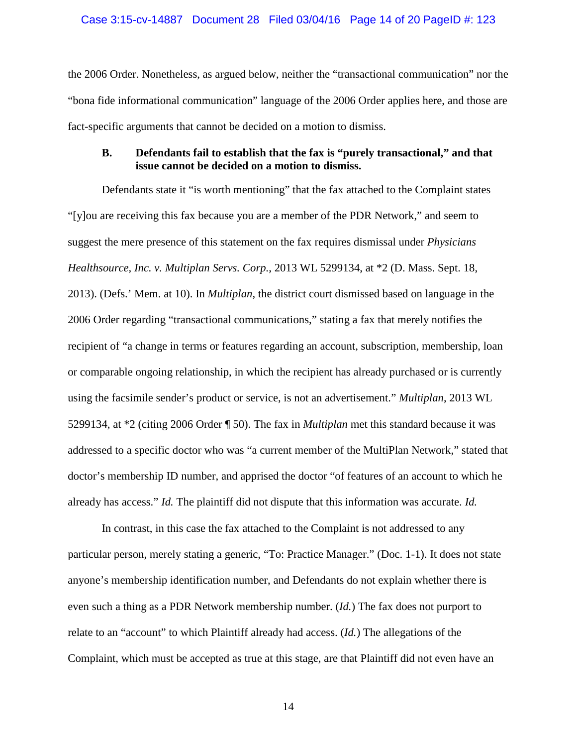the 2006 Order. Nonetheless, as argued below, neither the "transactional communication" nor the "bona fide informational communication" language of the 2006 Order applies here, and those are fact-specific arguments that cannot be decided on a motion to dismiss.

### B. Defendants fail to establish that the fax is "purely transactional," and that issue cannot be decided on a motion to dismiss.

Defendants state it "is worth mentioning" that the fax attached to the Complaint states "[y]ou are receiving this fax because you are a member of the PDR Network," and seem to suggest the mere presence of this statement on the fax requires dismissal under *Physicians Healthsource, Inc. v. Multiplan Servs. Corp.*, 2013 WL 5299134, at *2 (D. Mass. Sept. 18, 2013). (Defs.' Mem. at 10). In *Multiplan*, the district court dismissed based on language in the 2006 Order regarding "transactional communications," stating a fax that merely notifies the recipient of "a change in terms or features regarding an account, subscription, membership, loan or comparable ongoing relationship, in which the recipient has already purchased or is currently using the facsimile sender's product or service, is not an advertisement." *Multiplan*, 2013 WL 5299134, at *2 (citing 2006 Order ¶ 50). The fax in *Multiplan* met this standard because it was addressed to a specific doctor who was "a current member of the MultiPlan Network," stated that doctor's membership ID number, and apprised the doctor "of features of an account to which he already has access." *Id.* The plaintiff did not dispute that this information was accurate. *Id.*

In contrast, in this case the fax attached to the Complaint is not addressed to any particular person, merely stating a generic, "To: Practice Manager." (Doc. 1-1). It does not state anyone's membership identification number, and Defendants do not explain whether there is even such a thing as a PDR Network membership number. (*Id.*) The fax does not purport to relate to an "account" to which Plaintiff already had access. (*Id.*) The allegations of the Complaint, which must be accepted as true at this stage, are that Plaintiff did not even have an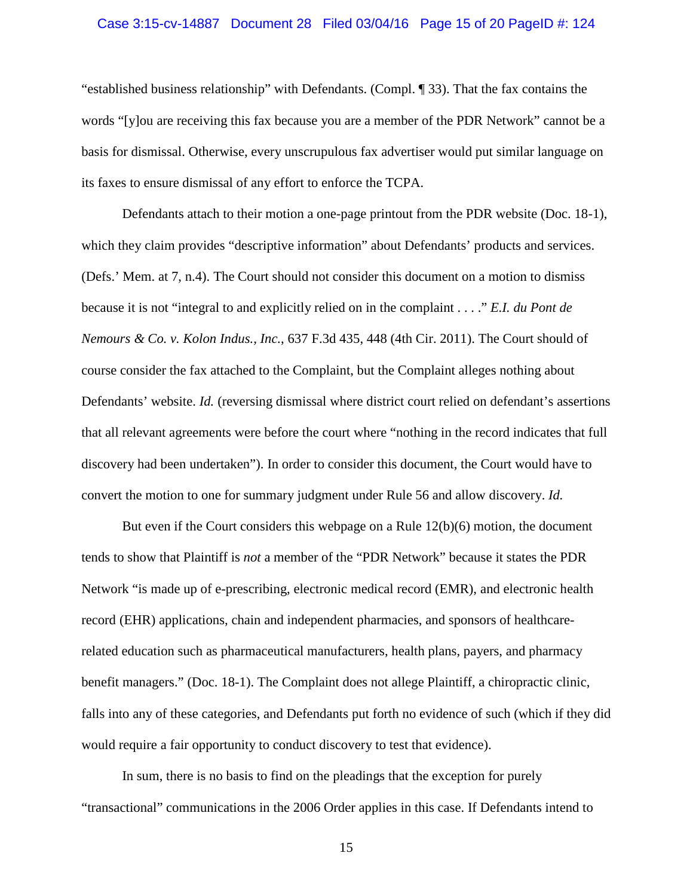"established business relationship" with Defendants. (Compl. ¶ 33). That the fax contains the words "[y]ou are receiving this fax because you are a member of the PDR Network" cannot be a basis for dismissal. Otherwise, every unscrupulous fax advertiser would put similar language on its faxes to ensure dismissal of any effort to enforce the TCPA.

Defendants attach to their motion a one-page printout from the PDR website (Doc. 18-1), which they claim provides "descriptive information" about Defendants' products and services. (Defs.' Mem. at 7, n.4). The Court should not consider this document on a motion to dismiss because it is not "integral to and explicitly relied on in the complaint . . . ." *E.I. du Pont de Nemours & Co. v. Kolon Indus., Inc.*, 637 F.3d 435, 448 (4th Cir. 2011). The Court should of course consider the fax attached to the Complaint, but the Complaint alleges nothing about Defendants' website. *Id.* (reversing dismissal where district court relied on defendant's assertions that all relevant agreements were before the court where "nothing in the record indicates that full discovery had been undertaken"). In order to consider this document, the Court would have to convert the motion to one for summary judgment under Rule 56 and allow discovery. *Id.*

But even if the Court considers this webpage on a Rule 12(b)(6) motion, the document tends to show that Plaintiff is *not* a member of the "PDR Network" because it states the PDR Network "is made up of e-prescribing, electronic medical record (EMR), and electronic health record (EHR) applications, chain and independent pharmacies, and sponsors of healthcare-related education such as pharmaceutical manufacturers, health plans, payers, and pharmacy benefit managers." (Doc. 18-1). The Complaint does not allege Plaintiff, a chiropractic clinic, falls into any of these categories, and Defendants put forth no evidence of such (which if they did would require a fair opportunity to conduct discovery to test that evidence).

In sum, there is no basis to find on the pleadings that the exception for purely "transactional" communications in the 2006 Order applies in this case. If Defendants intend to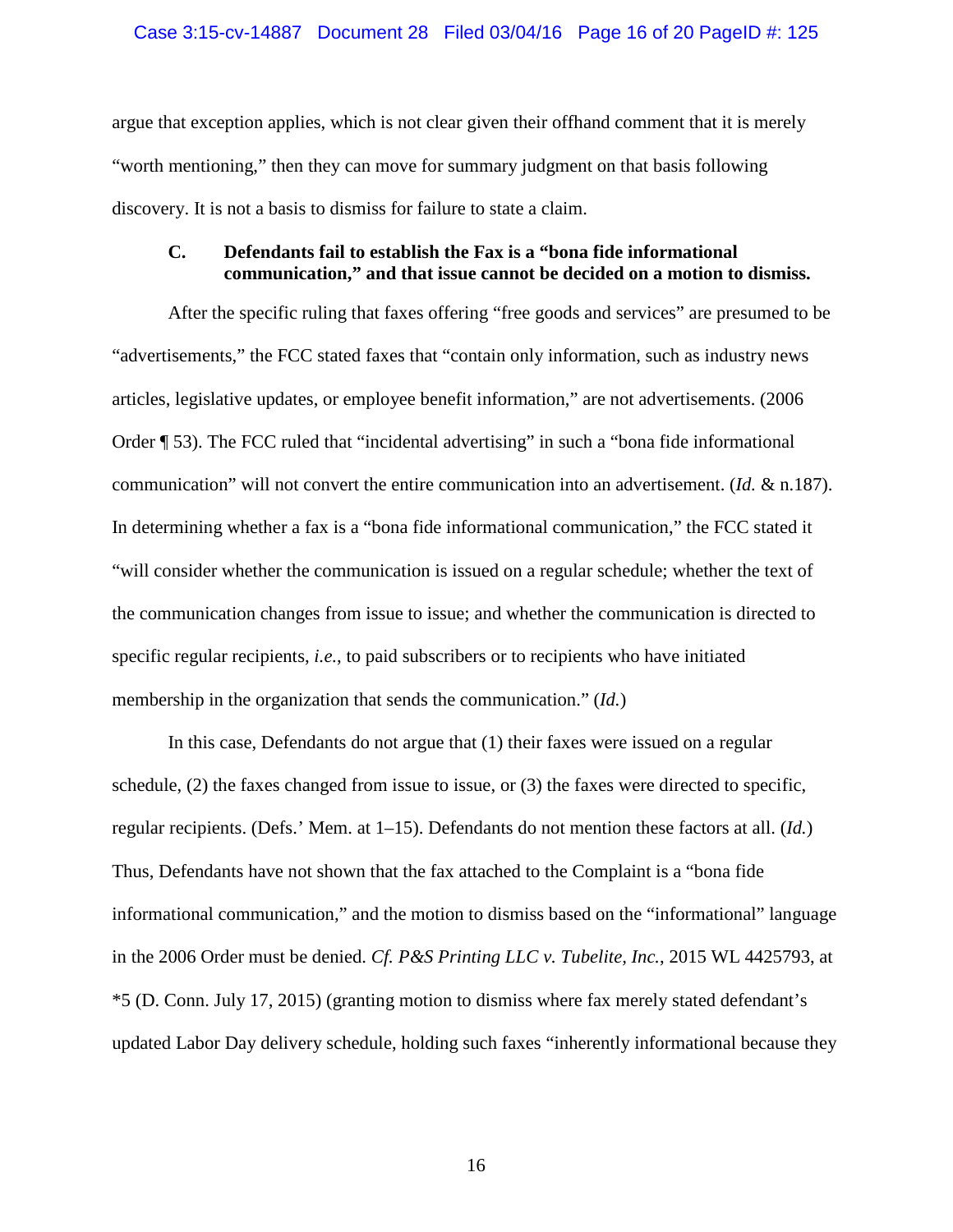argue that exception applies, which is not clear given their offhand comment that it is merely "worth mentioning," then they can move for summary judgment on that basis following discovery. It is not a basis to dismiss for failure to state a claim.

### C. Defendants fail to establish the Fax is a "bona fide informational communication," and that issue cannot be decided on a motion to dismiss.

After the specific ruling that faxes offering "free goods and services" are presumed to be "advertisements," the FCC stated faxes that "contain only information, such as industry news articles, legislative updates, or employee benefit information," are not advertisements. (2006 Order ¶ 53). The FCC ruled that "incidental advertising" in such a "bona fide informational communication" will not convert the entire communication into an advertisement. (*Id.* & n.187). In determining whether a fax is a "bona fide informational communication," the FCC stated it "will consider whether the communication is issued on a regular schedule; whether the text of the communication changes from issue to issue; and whether the communication is directed to specific regular recipients, *i.e.*, to paid subscribers or to recipients who have initiated membership in the organization that sends the communication." (*Id.*)

In this case, Defendants do not argue that (1) their faxes were issued on a regular schedule, (2) the faxes changed from issue to issue, or (3) the faxes were directed to specific, regular recipients. (Defs.' Mem. at 1–15). Defendants do not mention these factors at all. (*Id.*) Thus, Defendants have not shown that the fax attached to the Complaint is a "bona fide informational communication," and the motion to dismiss based on the "informational" language in the 2006 Order must be denied. *Cf. P&S Printing LLC v. Tubelite, Inc.*, 2015 WL 4425793, at *5 (D. Conn. July 17, 2015) (granting motion to dismiss where fax merely stated defendant's updated Labor Day delivery schedule, holding such faxes "inherently informational because they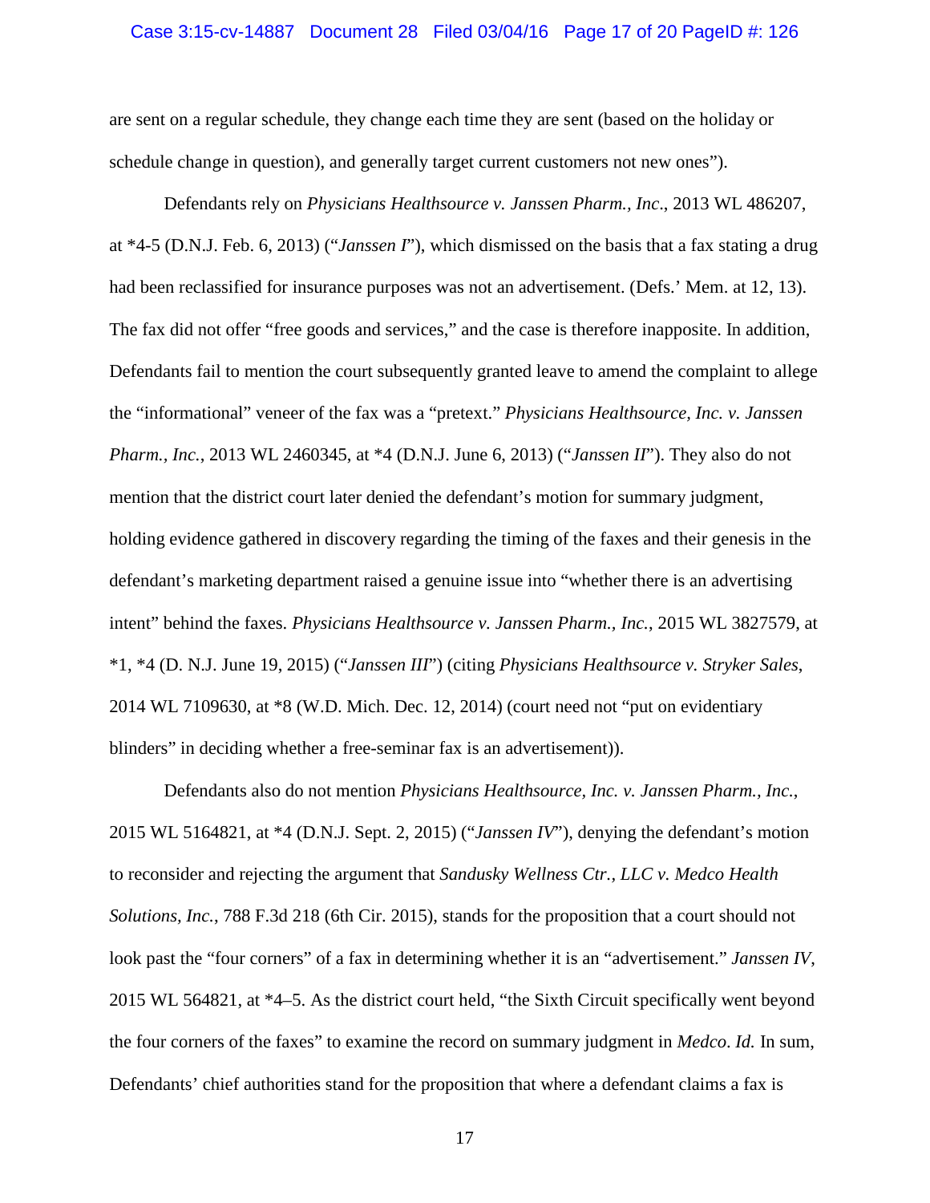are sent on a regular schedule, they change each time they are sent (based on the holiday or schedule change in question), and generally target current customers not new ones").

Defendants rely on *Physicians Healthsource v. Janssen Pharm., Inc*., 2013 WL 486207, at *4-5 (D.N.J. Feb. 6, 2013) ("*Janssen I*"), which dismissed on the basis that a fax stating a drug had been reclassified for insurance purposes was not an advertisement. (Defs.' Mem. at 12, 13). The fax did not offer "free goods and services," and the case is therefore inapposite. In addition, Defendants fail to mention the court subsequently granted leave to amend the complaint to allege the "informational" veneer of the fax was a "pretext." *Physicians Healthsource, Inc. v. Janssen Pharm., Inc.*, 2013 WL 2460345, at *4 (D.N.J. June 6, 2013) ("*Janssen II*"). They also do not mention that the district court later denied the defendant's motion for summary judgment, holding evidence gathered in discovery regarding the timing of the faxes and their genesis in the defendant's marketing department raised a genuine issue into "whether there is an advertising intent" behind the faxes. *Physicians Healthsource v. Janssen Pharm., Inc.*, 2015 WL 3827579, at *1, *4 (D. N.J. June 19, 2015) ("*Janssen III*") (citing *Physicians Healthsource v. Stryker Sales*, 2014 WL 7109630, at *8 (W.D. Mich. Dec. 12, 2014) (court need not "put on evidentiary blinders" in deciding whether a free-seminar fax is an advertisement)).

Defendants also do not mention *Physicians Healthsource, Inc. v. Janssen Pharm., Inc.*, 2015 WL 5164821, at *4 (D.N.J. Sept. 2, 2015) ("*Janssen IV*"), denying the defendant's motion to reconsider and rejecting the argument that *Sandusky Wellness Ctr., LLC v. Medco Health Solutions, Inc.*, 788 F.3d 218 (6th Cir. 2015), stands for the proposition that a court should not look past the "four corners" of a fax in determining whether it is an "advertisement." *Janssen IV*, 2015 WL 564821, at *4–5. As the district court held, "the Sixth Circuit specifically went beyond the four corners of the faxes" to examine the record on summary judgment in *Medco*. *Id.* In sum, Defendants' chief authorities stand for the proposition that where a defendant claims a fax is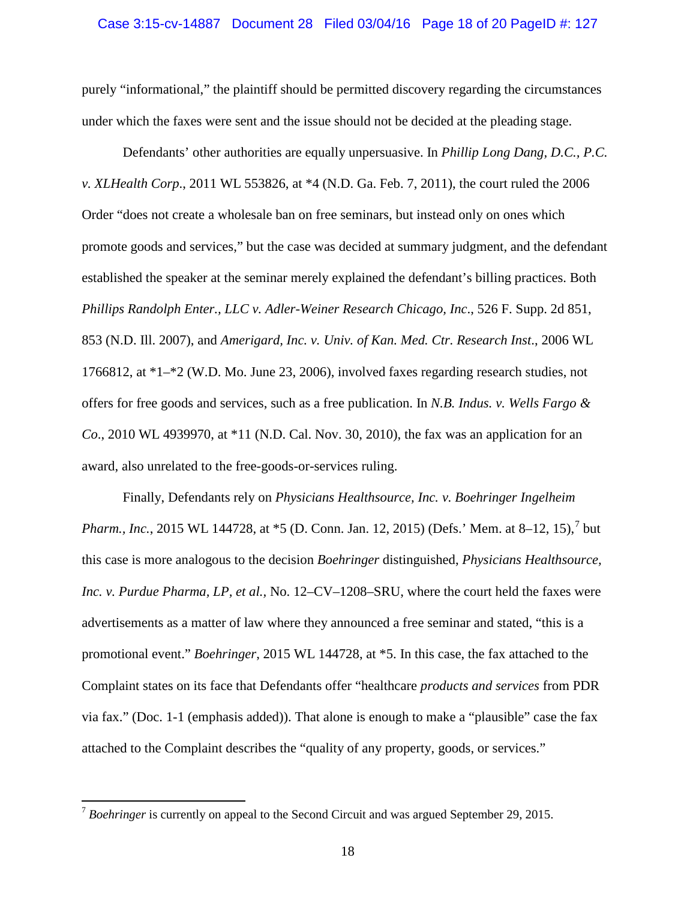purely "informational," the plaintiff should be permitted discovery regarding the circumstances under which the faxes were sent and the issue should not be decided at the pleading stage.

Defendants' other authorities are equally unpersuasive. In *Phillip Long Dang, D.C., P.C. v. XLHealth Corp.*, 2011 WL 553826, at *4 (N.D. Ga. Feb. 7, 2011), the court ruled the 2006 Order "does not create a wholesale ban on free seminars, but instead only on ones which promote goods and services," but the case was decided at summary judgment, and the defendant established the speaker at the seminar merely explained the defendant's billing practices. Both *Phillips Randolph Enter., LLC v. Adler-Weiner Research Chicago, Inc.*, 526 F. Supp. 2d 851, 853 (N.D. Ill. 2007), and *Amerigard, Inc. v. Univ. of Kan. Med. Ctr. Research Inst.*, 2006 WL 1766812, at *1–*2 (W.D. Mo. June 23, 2006), involved faxes regarding research studies, not offers for free goods and services, such as a free publication. In *N.B. Indus. v. Wells Fargo & Co.*, 2010 WL 4939970, at *11 (N.D. Cal. Nov. 30, 2010), the fax was an application for an award, also unrelated to the free-goods-or-services ruling.

Finally, Defendants rely on *Physicians Healthsource, Inc. v. Boehringer Ingelheim Pharm., Inc.*, 2015 WL 144728, at *5 (D. Conn. Jan. 12, 2015) (Defs.' Mem. at 8–12, 15),[7] but this case is more analogous to the decision *Boehringer* distinguished, *Physicians Healthsource, Inc. v. Purdue Pharma, LP, et al.,* No. 12–CV–1208–SRU, where the court held the faxes were advertisements as a matter of law where they announced a free seminar and stated, "this is a promotional event." *Boehringer*, 2015 WL 144728, at *5. In this case, the fax attached to the Complaint states on its face that Defendants offer "healthcare *products and services* from PDR via fax." (Doc. 1-1 (emphasis added)). That alone is enough to make a "plausible" case the fax attached to the Complaint describes the "quality of any property, goods, or services."

---

[7] *Boehringer* is currently on appeal to the Second Circuit and was argued September 29, 2015.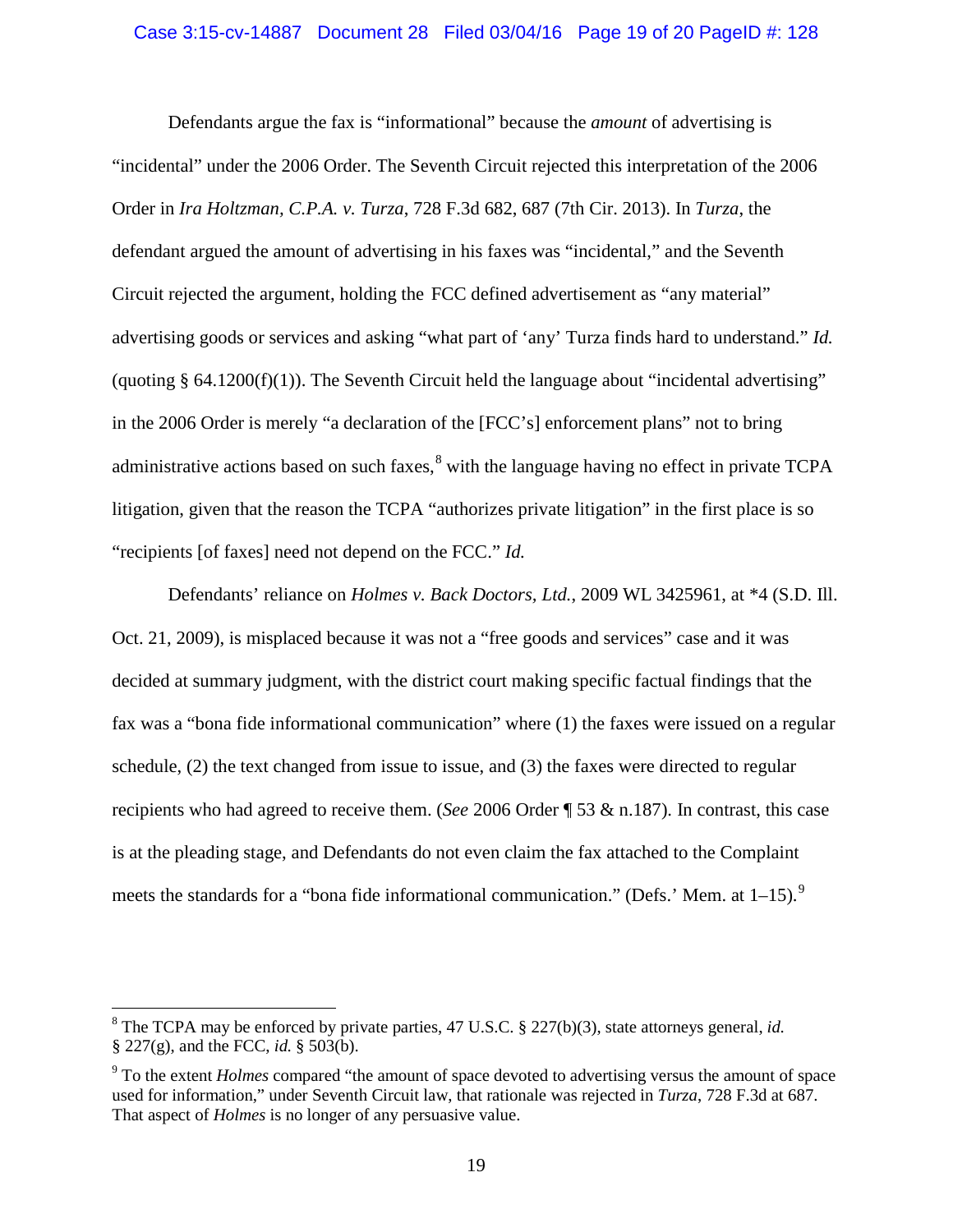Defendants argue the fax is "informational" because the *amount* of advertising is "incidental" under the 2006 Order. The Seventh Circuit rejected this interpretation of the 2006 Order in *Ira Holtzman, C.P.A. v. Turza*, 728 F.3d 682, 687 (7th Cir. 2013). In *Turza*, the defendant argued the amount of advertising in his faxes was "incidental," and the Seventh Circuit rejected the argument, holding the FCC defined advertisement as "any material" advertising goods or services and asking "what part of 'any' Turza finds hard to understand." *Id.* (quoting § 64.1200(f)(1)). The Seventh Circuit held the language about "incidental advertising" in the 2006 Order is merely "a declaration of the [FCC's] enforcement plans" not to bring administrative actions based on such faxes,[8] with the language having no effect in private TCPA litigation, given that the reason the TCPA "authorizes private litigation" in the first place is so "recipients [of faxes] need not depend on the FCC." *Id.*

Defendants' reliance on *Holmes v. Back Doctors, Ltd.*, 2009 WL 3425961, at *4 (S.D. Ill. Oct. 21, 2009), is misplaced because it was not a "free goods and services" case and it was decided at summary judgment, with the district court making specific factual findings that the fax was a "bona fide informational communication" where (1) the faxes were issued on a regular schedule, (2) the text changed from issue to issue, and (3) the faxes were directed to regular recipients who had agreed to receive them. (*See* 2006 Order ¶ 53 & n.187). In contrast, this case is at the pleading stage, and Defendants do not even claim the fax attached to the Complaint meets the standards for a "bona fide informational communication." (Defs.' Mem. at 1–15).[9]

---

[8] The TCPA may be enforced by private parties, 47 U.S.C. § 227(b)(3), state attorneys general, *id.* § 227(g), and the FCC, *id.* § 503(b).

[9] To the extent *Holmes* compared "the amount of space devoted to advertising versus the amount of space used for information," under Seventh Circuit law, that rationale was rejected in *Turza*, 728 F.3d at 687. That aspect of *Holmes* is no longer of any persuasive value.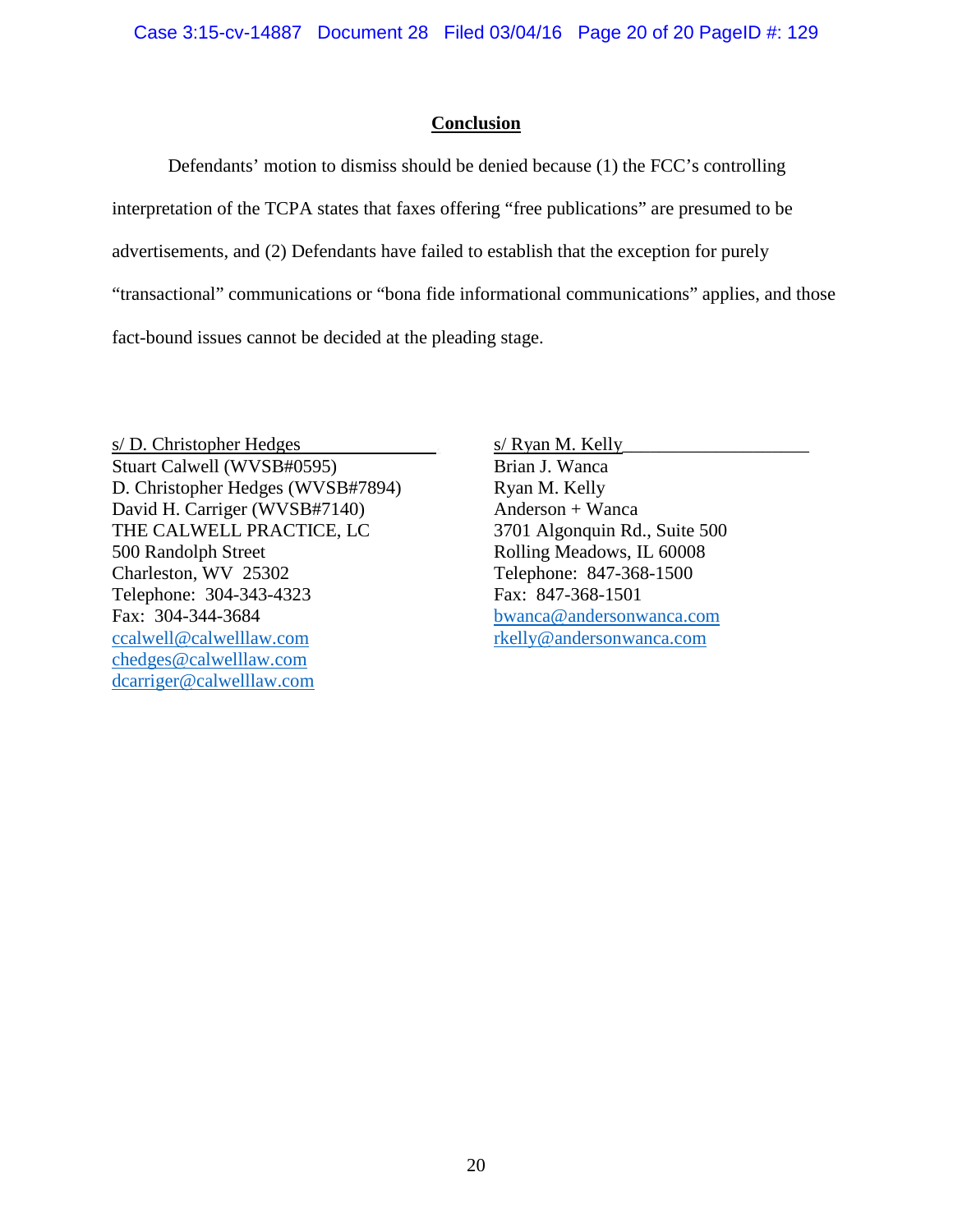## Conclusion

Defendants' motion to dismiss should be denied because (1) the FCC's controlling interpretation of the TCPA states that faxes offering "free publications" are presumed to be advertisements, and (2) Defendants have failed to establish that the exception for purely "transactional" communications or "bona fide informational communications" applies, and those fact-bound issues cannot be decided at the pleading stage.

s/ D. Christopher Hedges
Stuart Calwell (WVSB#0595)
D. Christopher Hedges (WVSB#7894)
David H. Carriger (WVSB#7140)
THE CALWELL PRACTICE, LC
500 Randolph Street
Charleston, WV 25302
Telephone: 304-343-4323
Fax: 304-344-3684
ccalwell@calwelllaw.com
chedges@calwelllaw.com
dcarriger@calwelllaw.com

s/ Ryan M. Kelly
Brian J. Wanca
Ryan M. Kelly
Anderson + Wanca
3701 Algonquin Rd., Suite 500
Rolling Meadows, IL 60008
Telephone: 847-368-1500
Fax: 847-368-1501
bwanca@andersonwanca.com
rkelly@andersonwanca.com